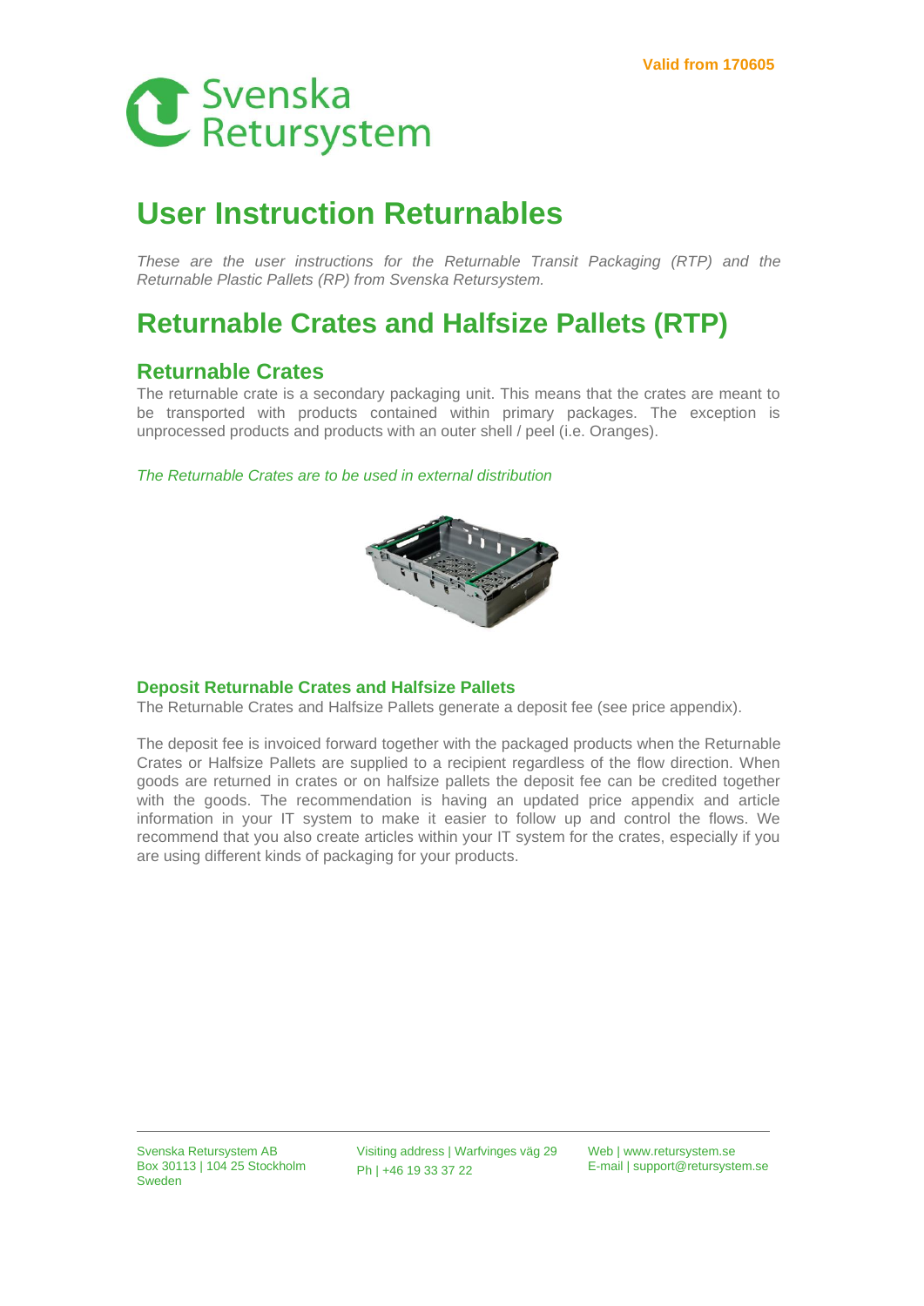Valid from 170605

Svenska Retursystem

# User Instruction Returnables

*These are the user instructions for the Returnable Transit Packaging (RTP) and the Returnable Plastic Pallets (RP) from Svenska Retursystem.*

# Returnable Crates and Halfsize Pallets (RTP)

## Returnable Crates

The returnable crate is a secondary packaging unit. This means that the crates are meant to be transported with products contained within primary packages. The exception is unprocessed products and products with an outer shell / peel (i.e. Oranges).

*The Returnable Crates are to be used in external distribution*

### Deposit Returnable Crates and Halfsize Pallets

The Returnable Crates and Halfsize Pallets generate a deposit fee (see price appendix).

The deposit fee is invoiced forward together with the packaged products when the Returnable Crates or Halfsize Pallets are supplied to a recipient regardless of the flow direction. When goods are returned in crates or on halfsize pallets the deposit fee can be credited together with the goods. The recommendation is having an updated price appendix and article information in your IT system to make it easier to follow up and control the flows. We recommend that you also create articles within your IT system for the crates, especially if you are using different kinds of packaging for your products.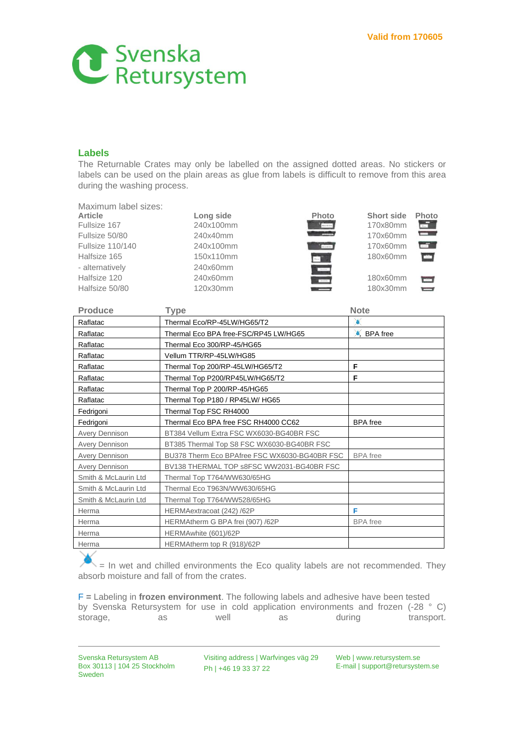Valid from 170605

Svenska Retursystem

## Labels

The Returnable Crates may only be labelled on the assigned dotted areas. No stickers or labels can be used on the plain areas as glue from labels is difficult to remove from this area during the washing process.

Maximum label sizes:

| Article | Long side | Photo | Short side | Photo |
|---|---|---|---|---|
| Fullsize 167 | 240x100mm | | 170x80mm | |
| Fullsize 50/80 | 240x40mm | | 170x60mm | |
| Fullsize 110/140 | 240x100mm | | 170x60mm | |
| Halfsize 165 | 150x110mm | | 180x60mm | |
| - alternatively | 240x60mm | | | |
| Halfsize 120 | 240x60mm | | 180x60mm | |
| Halfsize 50/80 | 120x30mm | | 180x30mm | |

| Produce | Type | Note |
|---|---|---|
| Raflatac | Thermal Eco/RP-45LW/HG65/T2 | (wet/chilled symbol) |
| Raflatac | Thermal Eco BPA free-FSC/RP45 LW/HG65 | (wet/chilled symbol) BPA free |
| Raflatac | Thermal Eco 300/RP-45/HG65 | |
| Raflatac | Vellum TTR/RP-45LW/HG85 | |
| Raflatac | Thermal Top 200/RP-45LW/HG65/T2 | **F** |
| Raflatac | Thermal Top P200/RP45LW/HG65/T2 | **F** |
| Raflatac | Thermal Top P 200/RP-45/HG65 | |
| Raflatac | Thermal Top P180 / RP45LW/ HG65 | |
| Fedrigoni | Thermal Top FSC RH4000 | |
| Fedrigoni | Thermal Eco BPA free FSC RH4000 CC62 | BPA free |
| Avery Dennison | BT384 Vellum Extra FSC WX6030-BG40BR FSC | |
| Avery Dennison | BT385 Thermal Top S8 FSC WX6030-BG40BR FSC | |
| Avery Dennison | BU378 Therm Eco BPAfree FSC WX6030-BG40BR FSC | BPA free |
| Avery Dennison | BV138 THERMAL TOP s8FSC WW2031-BG40BR FSC | |
| Smith & McLaurin Ltd | Thermal Top T764/WW630/65HG | |
| Smith & McLaurin Ltd | Thermal Eco T963N/WW630/65HG | |
| Smith & McLaurin Ltd | Thermal Top T764/WW528/65HG | |
| Herma | HERMAextracoat (242) /62P | **F** |
| Herma | HERMAtherm G BPA frei (907) /62P | BPA free |
| Herma | HERMAwhite (601)/62P | |
| Herma | HERMAtherm top R (918)/62P | |

(wet/chilled symbol) = In wet and chilled environments the Eco quality labels are not recommended. They absorb moisture and fall of from the crates.

F **=** Labeling in **frozen environment**. The following labels and adhesive have been tested by Svenska Retursystem for use in cold application environments and frozen (-28 ° C) storage, as well as during transport.

Svenska Retursystem AB
Box 30113 | 104 25 Stockholm
Sweden

Visiting address | Warfvinges väg 29
Ph | +46 19 33 37 22

Web | www.retursystem.se
E-mail | support@retursystem.se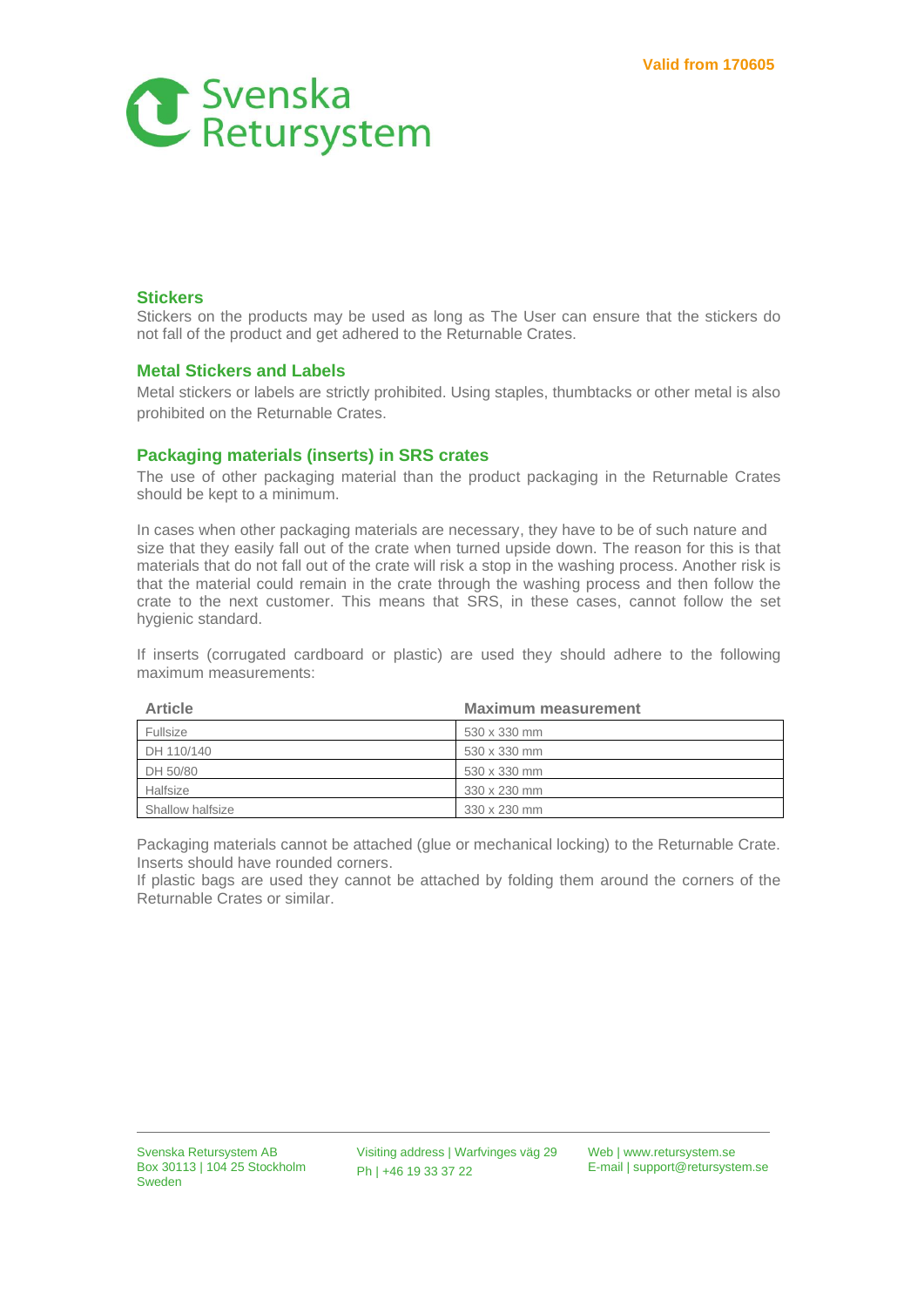## Stickers

Stickers on the products may be used as long as The User can ensure that the stickers do not fall of the product and get adhered to the Returnable Crates.

## Metal Stickers and Labels

Metal stickers or labels are strictly prohibited. Using staples, thumbtacks or other metal is also prohibited on the Returnable Crates.

## Packaging materials (inserts) in SRS crates

The use of other packaging material than the product packaging in the Returnable Crates should be kept to a minimum.

In cases when other packaging materials are necessary, they have to be of such nature and size that they easily fall out of the crate when turned upside down. The reason for this is that materials that do not fall out of the crate will risk a stop in the washing process. Another risk is that the material could remain in the crate through the washing process and then follow the crate to the next customer. This means that SRS, in these cases, cannot follow the set hygienic standard.

If inserts (corrugated cardboard or plastic) are used they should adhere to the following maximum measurements:

| Article | Maximum measurement |
|---|---|
| Fullsize | 530 x 330 mm |
| DH 110/140 | 530 x 330 mm |
| DH 50/80 | 530 x 330 mm |
| Halfsize | 330 x 230 mm |
| Shallow halfsize | 330 x 230 mm |

Packaging materials cannot be attached (glue or mechanical locking) to the Returnable Crate. Inserts should have rounded corners.
If plastic bags are used they cannot be attached by folding them around the corners of the Returnable Crates or similar.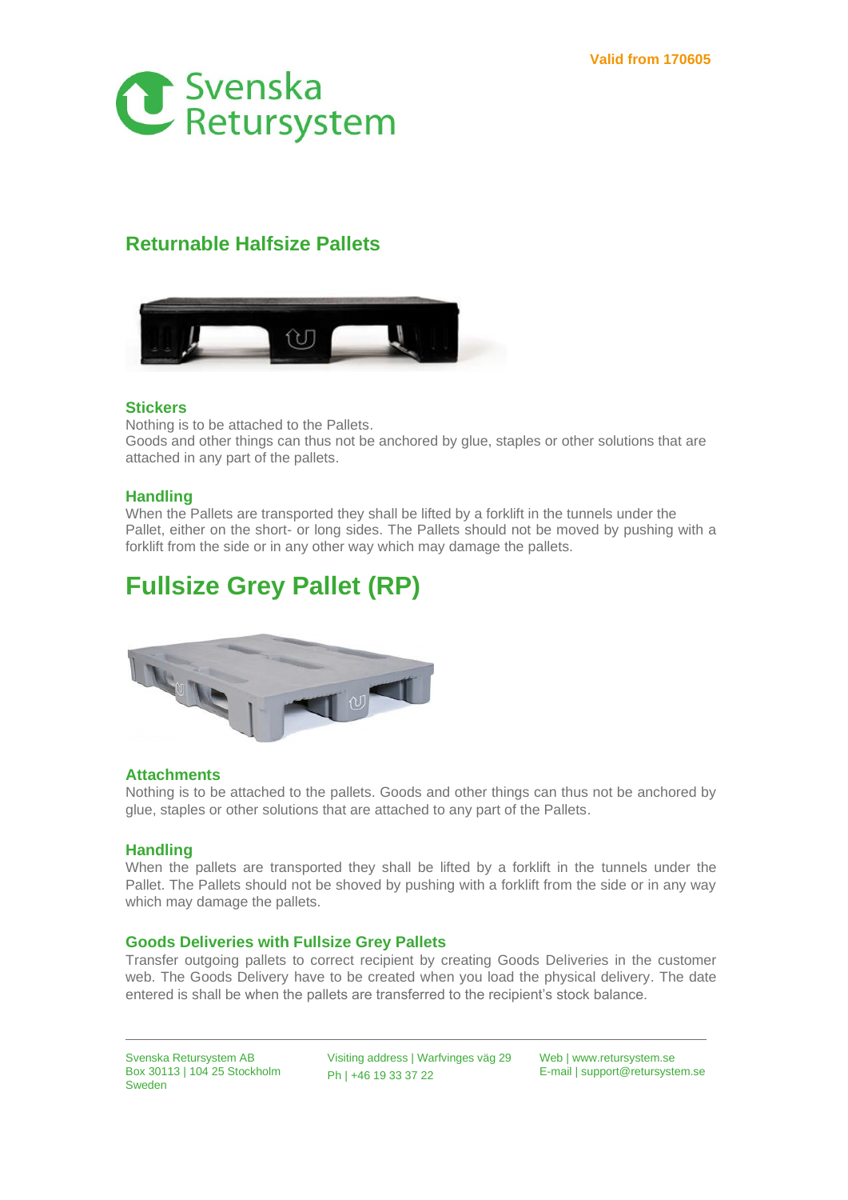Valid from 170605

## Returnable Halfsize Pallets

### Stickers

Nothing is to be attached to the Pallets.
Goods and other things can thus not be anchored by glue, staples or other solutions that are attached in any part of the pallets.

### Handling

When the Pallets are transported they shall be lifted by a forklift in the tunnels under the Pallet, either on the short- or long sides. The Pallets should not be moved by pushing with a forklift from the side or in any other way which may damage the pallets.

# Fullsize Grey Pallet (RP)

### Attachments

Nothing is to be attached to the pallets. Goods and other things can thus not be anchored by glue, staples or other solutions that are attached to any part of the Pallets.

### Handling

When the pallets are transported they shall be lifted by a forklift in the tunnels under the Pallet. The Pallets should not be shoved by pushing with a forklift from the side or in any way which may damage the pallets.

### Goods Deliveries with Fullsize Grey Pallets

Transfer outgoing pallets to correct recipient by creating Goods Deliveries in the customer web. The Goods Delivery have to be created when you load the physical delivery. The date entered is shall be when the pallets are transferred to the recipient's stock balance.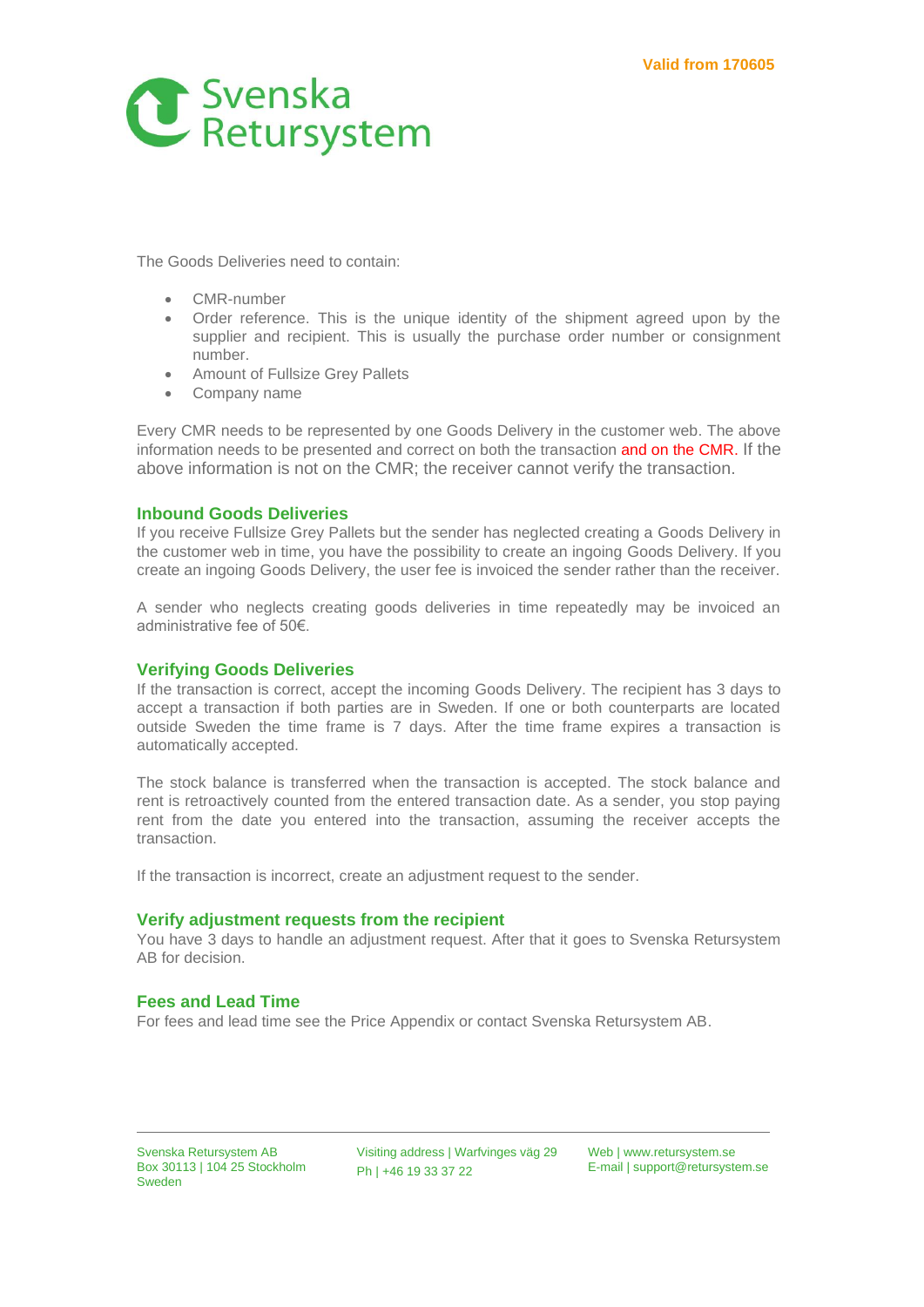The Goods Deliveries need to contain:

- CMR-number
- Order reference. This is the unique identity of the shipment agreed upon by the supplier and recipient. This is usually the purchase order number or consignment number.
- Amount of Fullsize Grey Pallets
- Company name

Every CMR needs to be represented by one Goods Delivery in the customer web. The above information needs to be presented and correct on both the transaction and on the CMR. If the above information is not on the CMR; the receiver cannot verify the transaction.

### Inbound Goods Deliveries

If you receive Fullsize Grey Pallets but the sender has neglected creating a Goods Delivery in the customer web in time, you have the possibility to create an ingoing Goods Delivery. If you create an ingoing Goods Delivery, the user fee is invoiced the sender rather than the receiver.

A sender who neglects creating goods deliveries in time repeatedly may be invoiced an administrative fee of 50€.

### Verifying Goods Deliveries

If the transaction is correct, accept the incoming Goods Delivery. The recipient has 3 days to accept a transaction if both parties are in Sweden. If one or both counterparts are located outside Sweden the time frame is 7 days. After the time frame expires a transaction is automatically accepted.

The stock balance is transferred when the transaction is accepted. The stock balance and rent is retroactively counted from the entered transaction date. As a sender, you stop paying rent from the date you entered into the transaction, assuming the receiver accepts the transaction.

If the transaction is incorrect, create an adjustment request to the sender.

### Verify adjustment requests from the recipient

You have 3 days to handle an adjustment request. After that it goes to Svenska Retursystem AB for decision.

### Fees and Lead Time

For fees and lead time see the Price Appendix or contact Svenska Retursystem AB.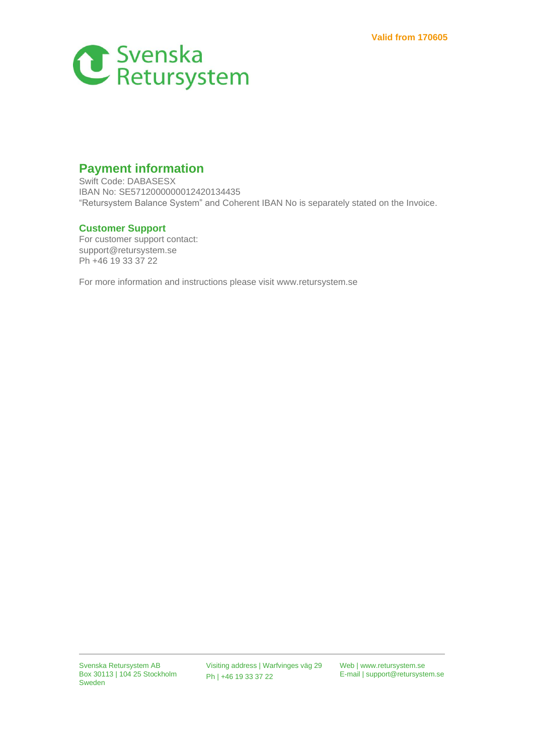Valid from 170605

## Payment information

Swift Code: DABASESX
IBAN No: SE5712000000012420134435
"Retursystem Balance System" and Coherent IBAN No is separately stated on the Invoice.

### Customer Support

For customer support contact:
support@retursystem.se
Ph +46 19 33 37 22

For more information and instructions please visit www.retursystem.se

Svenska Retursystem AB
Box 30113 | 104 25 Stockholm
Sweden

Visiting address | Warfvinges väg 29
Ph | +46 19 33 37 22

Web | www.retursystem.se
E-mail | support@retursystem.se